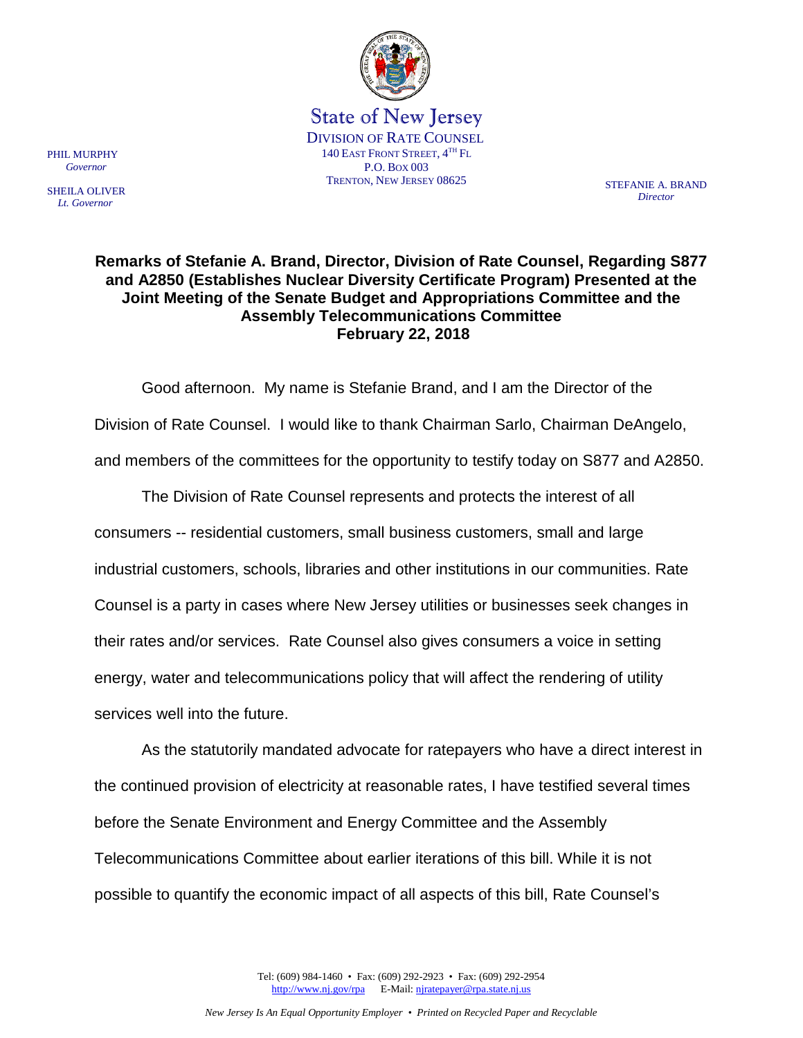State of New Jersey
DIVISION OF RATE COUNSEL
140 EAST FRONT STREET, 4TH FL
P.O. BOX 003
TRENTON, NEW JERSEY 08625

PHIL MURPHY
*Governor*

SHEILA OLIVER
*Lt. Governor*

STEFANIE A. BRAND
*Director*

**Remarks of Stefanie A. Brand, Director, Division of Rate Counsel, Regarding S877 and A2850 (Establishes Nuclear Diversity Certificate Program) Presented at the Joint Meeting of the Senate Budget and Appropriations Committee and the Assembly Telecommunications Committee**
**February 22, 2018**

Good afternoon. My name is Stefanie Brand, and I am the Director of the Division of Rate Counsel. I would like to thank Chairman Sarlo, Chairman DeAngelo, and members of the committees for the opportunity to testify today on S877 and A2850.

The Division of Rate Counsel represents and protects the interest of all consumers -- residential customers, small business customers, small and large industrial customers, schools, libraries and other institutions in our communities. Rate Counsel is a party in cases where New Jersey utilities or businesses seek changes in their rates and/or services. Rate Counsel also gives consumers a voice in setting energy, water and telecommunications policy that will affect the rendering of utility services well into the future.

As the statutorily mandated advocate for ratepayers who have a direct interest in the continued provision of electricity at reasonable rates, I have testified several times before the Senate Environment and Energy Committee and the Assembly Telecommunications Committee about earlier iterations of this bill. While it is not possible to quantify the economic impact of all aspects of this bill, Rate Counsel's

Tel: (609) 984-1460 • Fax: (609) 292-2923 • Fax: (609) 292-2954
http://www.nj.gov/rpa E-Mail: njratepayer@rpa.state.nj.us

*New Jersey Is An Equal Opportunity Employer • Printed on Recycled Paper and Recyclable*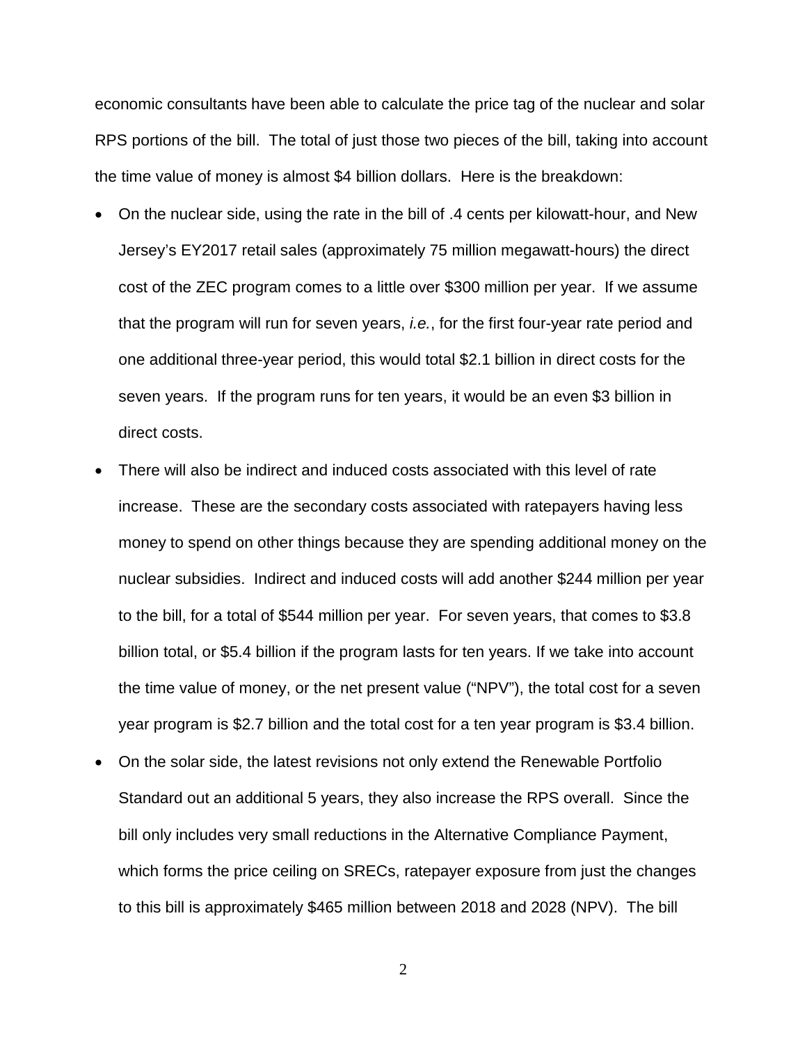economic consultants have been able to calculate the price tag of the nuclear and solar RPS portions of the bill. The total of just those two pieces of the bill, taking into account the time value of money is almost $4 billion dollars. Here is the breakdown:

- On the nuclear side, using the rate in the bill of .4 cents per kilowatt-hour, and New Jersey's EY2017 retail sales (approximately 75 million megawatt-hours) the direct cost of the ZEC program comes to a little over $300 million per year. If we assume that the program will run for seven years, *i.e.*, for the first four-year rate period and one additional three-year period, this would total $2.1 billion in direct costs for the seven years. If the program runs for ten years, it would be an even $3 billion in direct costs.
- There will also be indirect and induced costs associated with this level of rate increase. These are the secondary costs associated with ratepayers having less money to spend on other things because they are spending additional money on the nuclear subsidies. Indirect and induced costs will add another $244 million per year to the bill, for a total of $544 million per year. For seven years, that comes to $3.8 billion total, or $5.4 billion if the program lasts for ten years. If we take into account the time value of money, or the net present value ("NPV"), the total cost for a seven year program is $2.7 billion and the total cost for a ten year program is $3.4 billion.
- On the solar side, the latest revisions not only extend the Renewable Portfolio Standard out an additional 5 years, they also increase the RPS overall. Since the bill only includes very small reductions in the Alternative Compliance Payment, which forms the price ceiling on SRECs, ratepayer exposure from just the changes to this bill is approximately $465 million between 2018 and 2028 (NPV). The bill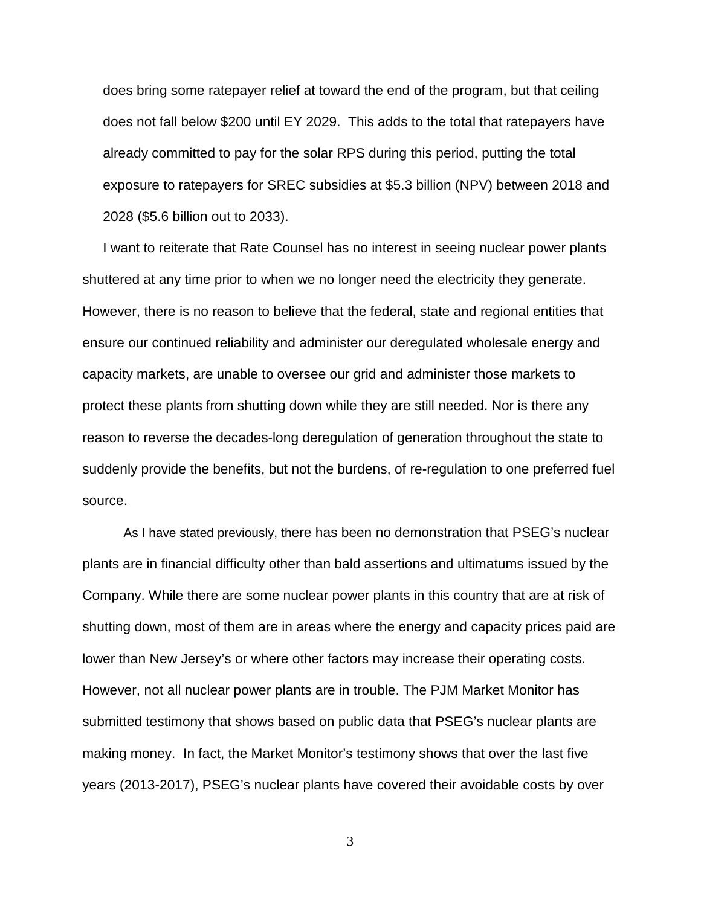does bring some ratepayer relief at toward the end of the program, but that ceiling does not fall below $200 until EY 2029. This adds to the total that ratepayers have already committed to pay for the solar RPS during this period, putting the total exposure to ratepayers for SREC subsidies at $5.3 billion (NPV) between 2018 and 2028 ($5.6 billion out to 2033).

I want to reiterate that Rate Counsel has no interest in seeing nuclear power plants shuttered at any time prior to when we no longer need the electricity they generate. However, there is no reason to believe that the federal, state and regional entities that ensure our continued reliability and administer our deregulated wholesale energy and capacity markets, are unable to oversee our grid and administer those markets to protect these plants from shutting down while they are still needed. Nor is there any reason to reverse the decades-long deregulation of generation throughout the state to suddenly provide the benefits, but not the burdens, of re-regulation to one preferred fuel source.

As I have stated previously, there has been no demonstration that PSEG's nuclear plants are in financial difficulty other than bald assertions and ultimatums issued by the Company. While there are some nuclear power plants in this country that are at risk of shutting down, most of them are in areas where the energy and capacity prices paid are lower than New Jersey's or where other factors may increase their operating costs. However, not all nuclear power plants are in trouble. The PJM Market Monitor has submitted testimony that shows based on public data that PSEG's nuclear plants are making money. In fact, the Market Monitor's testimony shows that over the last five years (2013-2017), PSEG's nuclear plants have covered their avoidable costs by over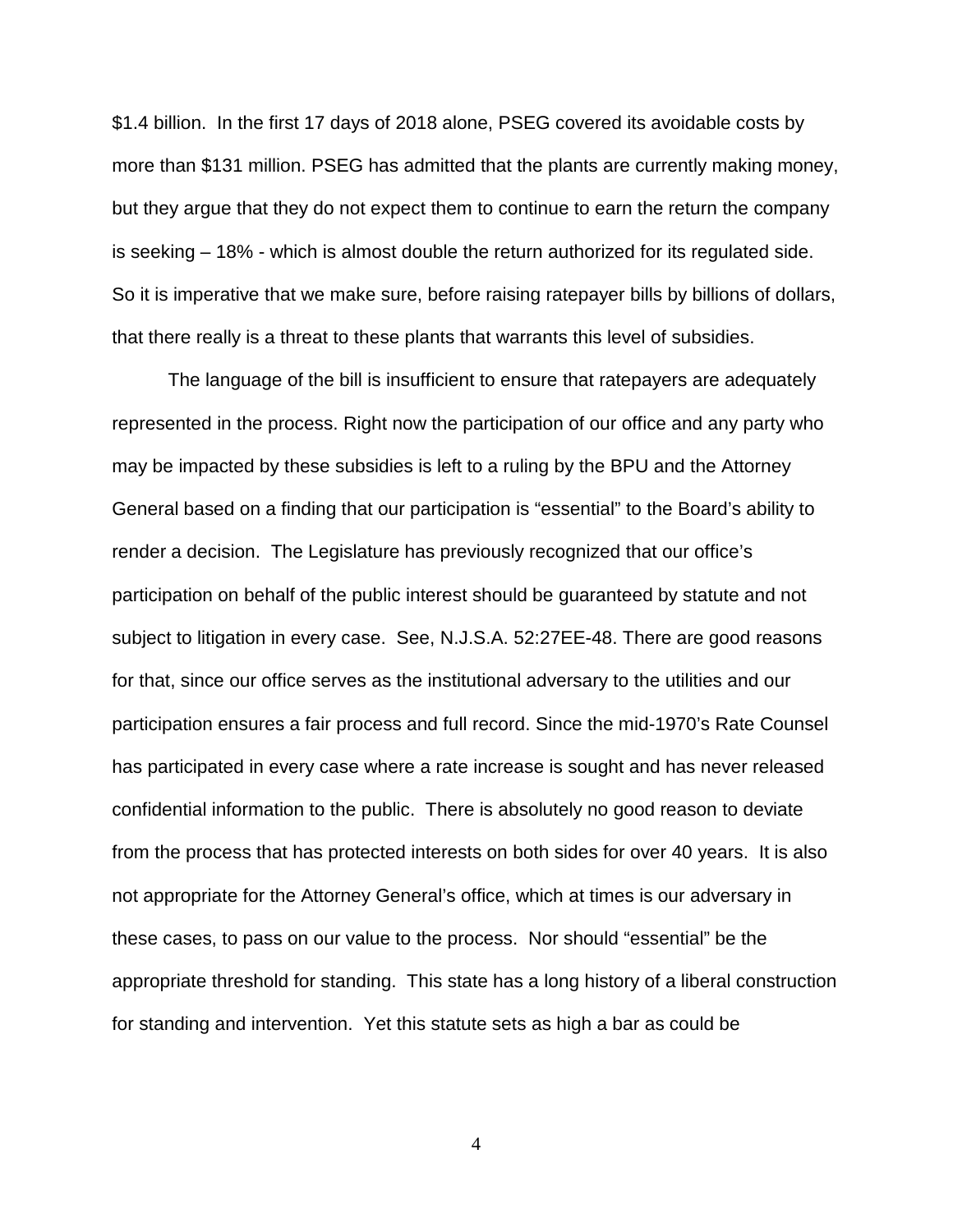$1.4 billion.  In the first 17 days of 2018 alone, PSEG covered its avoidable costs by more than $131 million. PSEG has admitted that the plants are currently making money, but they argue that they do not expect them to continue to earn the return the company is seeking – 18% - which is almost double the return authorized for its regulated side. So it is imperative that we make sure, before raising ratepayer bills by billions of dollars, that there really is a threat to these plants that warrants this level of subsidies.

The language of the bill is insufficient to ensure that ratepayers are adequately represented in the process. Right now the participation of our office and any party who may be impacted by these subsidies is left to a ruling by the BPU and the Attorney General based on a finding that our participation is "essential" to the Board's ability to render a decision.  The Legislature has previously recognized that our office's participation on behalf of the public interest should be guaranteed by statute and not subject to litigation in every case.  See, N.J.S.A. 52:27EE-48. There are good reasons for that, since our office serves as the institutional adversary to the utilities and our participation ensures a fair process and full record. Since the mid-1970's Rate Counsel has participated in every case where a rate increase is sought and has never released confidential information to the public.  There is absolutely no good reason to deviate from the process that has protected interests on both sides for over 40 years.  It is also not appropriate for the Attorney General's office, which at times is our adversary in these cases, to pass on our value to the process.  Nor should "essential" be the appropriate threshold for standing.  This state has a long history of a liberal construction for standing and intervention.  Yet this statute sets as high a bar as could be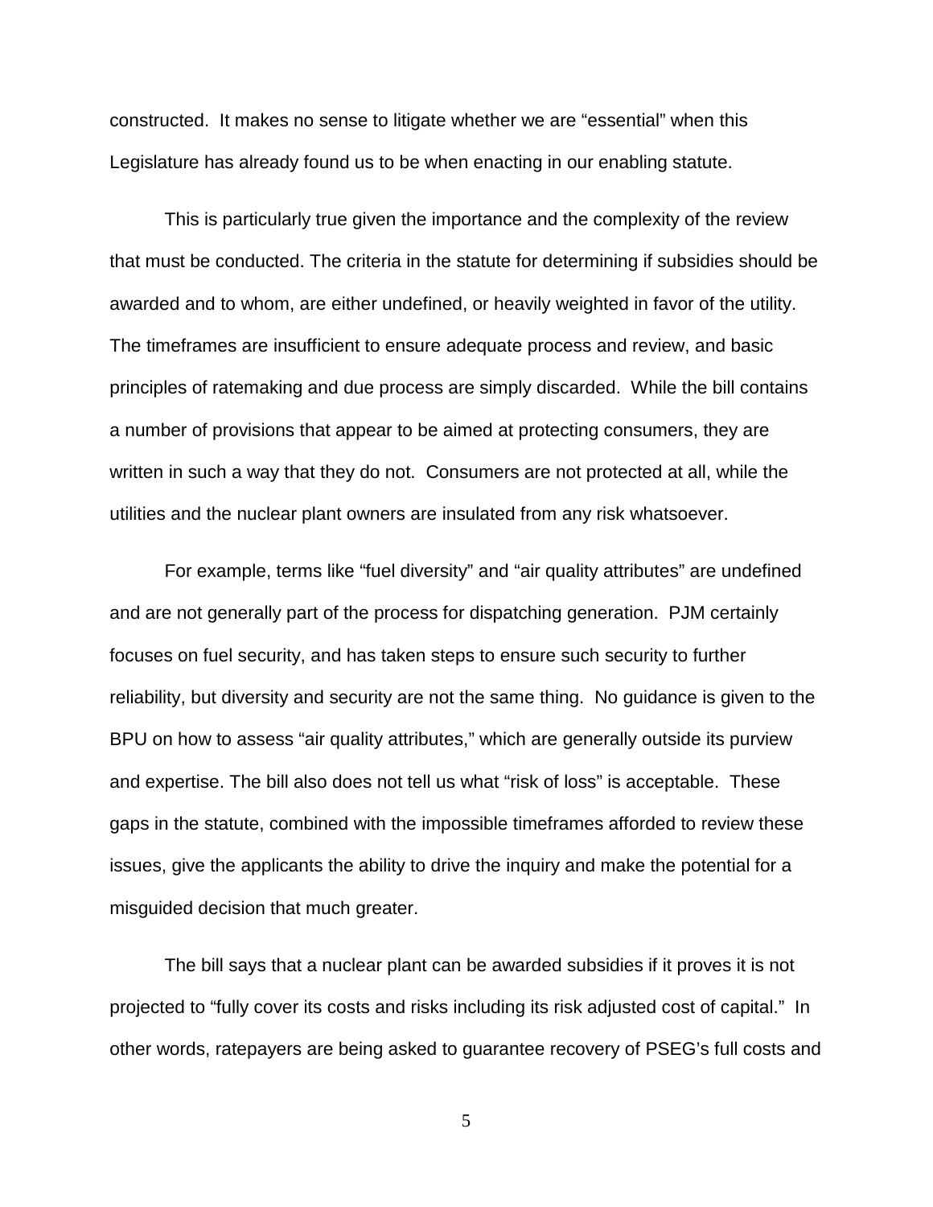constructed. It makes no sense to litigate whether we are "essential" when this Legislature has already found us to be when enacting in our enabling statute.

This is particularly true given the importance and the complexity of the review that must be conducted. The criteria in the statute for determining if subsidies should be awarded and to whom, are either undefined, or heavily weighted in favor of the utility. The timeframes are insufficient to ensure adequate process and review, and basic principles of ratemaking and due process are simply discarded. While the bill contains a number of provisions that appear to be aimed at protecting consumers, they are written in such a way that they do not. Consumers are not protected at all, while the utilities and the nuclear plant owners are insulated from any risk whatsoever.

For example, terms like "fuel diversity" and "air quality attributes" are undefined and are not generally part of the process for dispatching generation. PJM certainly focuses on fuel security, and has taken steps to ensure such security to further reliability, but diversity and security are not the same thing. No guidance is given to the BPU on how to assess "air quality attributes," which are generally outside its purview and expertise. The bill also does not tell us what "risk of loss" is acceptable. These gaps in the statute, combined with the impossible timeframes afforded to review these issues, give the applicants the ability to drive the inquiry and make the potential for a misguided decision that much greater.

The bill says that a nuclear plant can be awarded subsidies if it proves it is not projected to "fully cover its costs and risks including its risk adjusted cost of capital." In other words, ratepayers are being asked to guarantee recovery of PSEG's full costs and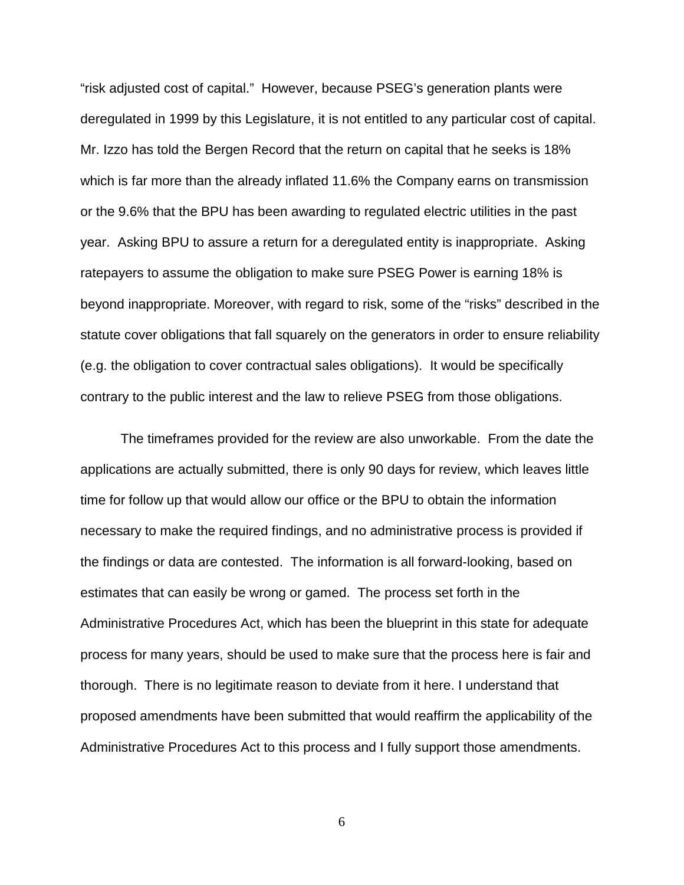"risk adjusted cost of capital." However, because PSEG's generation plants were deregulated in 1999 by this Legislature, it is not entitled to any particular cost of capital. Mr. Izzo has told the Bergen Record that the return on capital that he seeks is 18% which is far more than the already inflated 11.6% the Company earns on transmission or the 9.6% that the BPU has been awarding to regulated electric utilities in the past year. Asking BPU to assure a return for a deregulated entity is inappropriate. Asking ratepayers to assume the obligation to make sure PSEG Power is earning 18% is beyond inappropriate. Moreover, with regard to risk, some of the "risks" described in the statute cover obligations that fall squarely on the generators in order to ensure reliability (e.g. the obligation to cover contractual sales obligations). It would be specifically contrary to the public interest and the law to relieve PSEG from those obligations.

The timeframes provided for the review are also unworkable. From the date the applications are actually submitted, there is only 90 days for review, which leaves little time for follow up that would allow our office or the BPU to obtain the information necessary to make the required findings, and no administrative process is provided if the findings or data are contested. The information is all forward-looking, based on estimates that can easily be wrong or gamed. The process set forth in the Administrative Procedures Act, which has been the blueprint in this state for adequate process for many years, should be used to make sure that the process here is fair and thorough. There is no legitimate reason to deviate from it here. I understand that proposed amendments have been submitted that would reaffirm the applicability of the Administrative Procedures Act to this process and I fully support those amendments.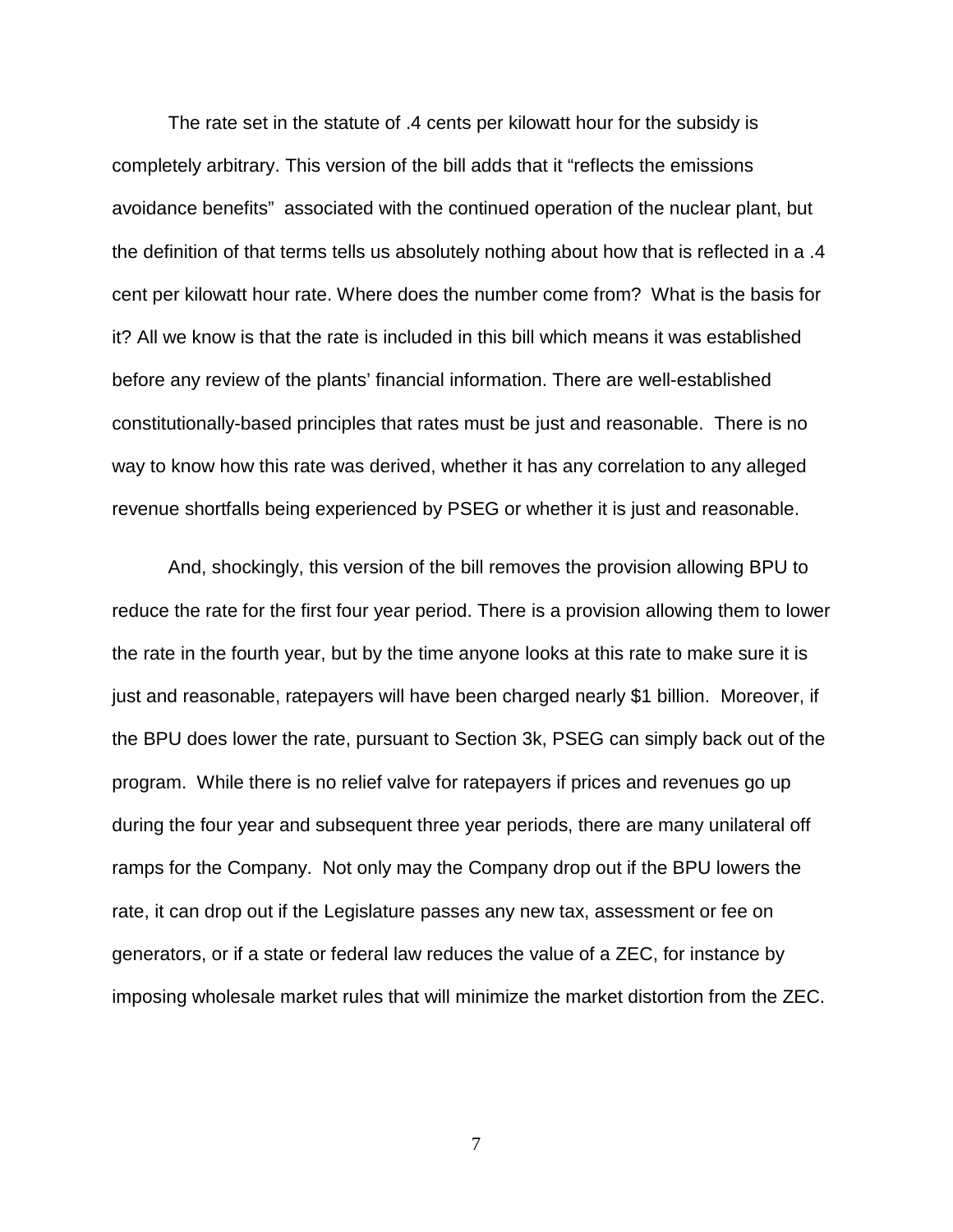The rate set in the statute of .4 cents per kilowatt hour for the subsidy is completely arbitrary. This version of the bill adds that it "reflects the emissions avoidance benefits" associated with the continued operation of the nuclear plant, but the definition of that terms tells us absolutely nothing about how that is reflected in a .4 cent per kilowatt hour rate. Where does the number come from? What is the basis for it? All we know is that the rate is included in this bill which means it was established before any review of the plants' financial information. There are well-established constitutionally-based principles that rates must be just and reasonable. There is no way to know how this rate was derived, whether it has any correlation to any alleged revenue shortfalls being experienced by PSEG or whether it is just and reasonable.

And, shockingly, this version of the bill removes the provision allowing BPU to reduce the rate for the first four year period. There is a provision allowing them to lower the rate in the fourth year, but by the time anyone looks at this rate to make sure it is just and reasonable, ratepayers will have been charged nearly $1 billion. Moreover, if the BPU does lower the rate, pursuant to Section 3k, PSEG can simply back out of the program. While there is no relief valve for ratepayers if prices and revenues go up during the four year and subsequent three year periods, there are many unilateral off ramps for the Company. Not only may the Company drop out if the BPU lowers the rate, it can drop out if the Legislature passes any new tax, assessment or fee on generators, or if a state or federal law reduces the value of a ZEC, for instance by imposing wholesale market rules that will minimize the market distortion from the ZEC.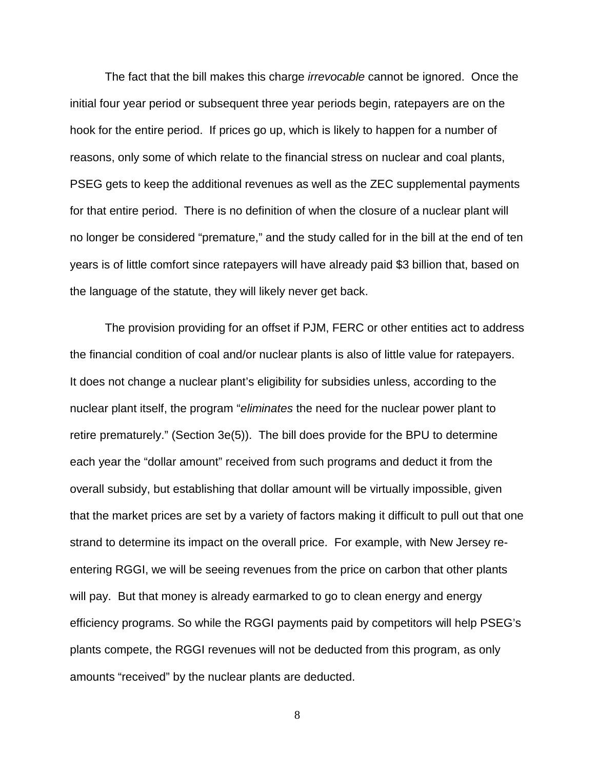The fact that the bill makes this charge *irrevocable* cannot be ignored. Once the initial four year period or subsequent three year periods begin, ratepayers are on the hook for the entire period. If prices go up, which is likely to happen for a number of reasons, only some of which relate to the financial stress on nuclear and coal plants, PSEG gets to keep the additional revenues as well as the ZEC supplemental payments for that entire period. There is no definition of when the closure of a nuclear plant will no longer be considered "premature," and the study called for in the bill at the end of ten years is of little comfort since ratepayers will have already paid $3 billion that, based on the language of the statute, they will likely never get back.

The provision providing for an offset if PJM, FERC or other entities act to address the financial condition of coal and/or nuclear plants is also of little value for ratepayers. It does not change a nuclear plant's eligibility for subsidies unless, according to the nuclear plant itself, the program "*eliminates* the need for the nuclear power plant to retire prematurely." (Section 3e(5)). The bill does provide for the BPU to determine each year the "dollar amount" received from such programs and deduct it from the overall subsidy, but establishing that dollar amount will be virtually impossible, given that the market prices are set by a variety of factors making it difficult to pull out that one strand to determine its impact on the overall price. For example, with New Jersey re-entering RGGI, we will be seeing revenues from the price on carbon that other plants will pay. But that money is already earmarked to go to clean energy and energy efficiency programs. So while the RGGI payments paid by competitors will help PSEG's plants compete, the RGGI revenues will not be deducted from this program, as only amounts "received" by the nuclear plants are deducted.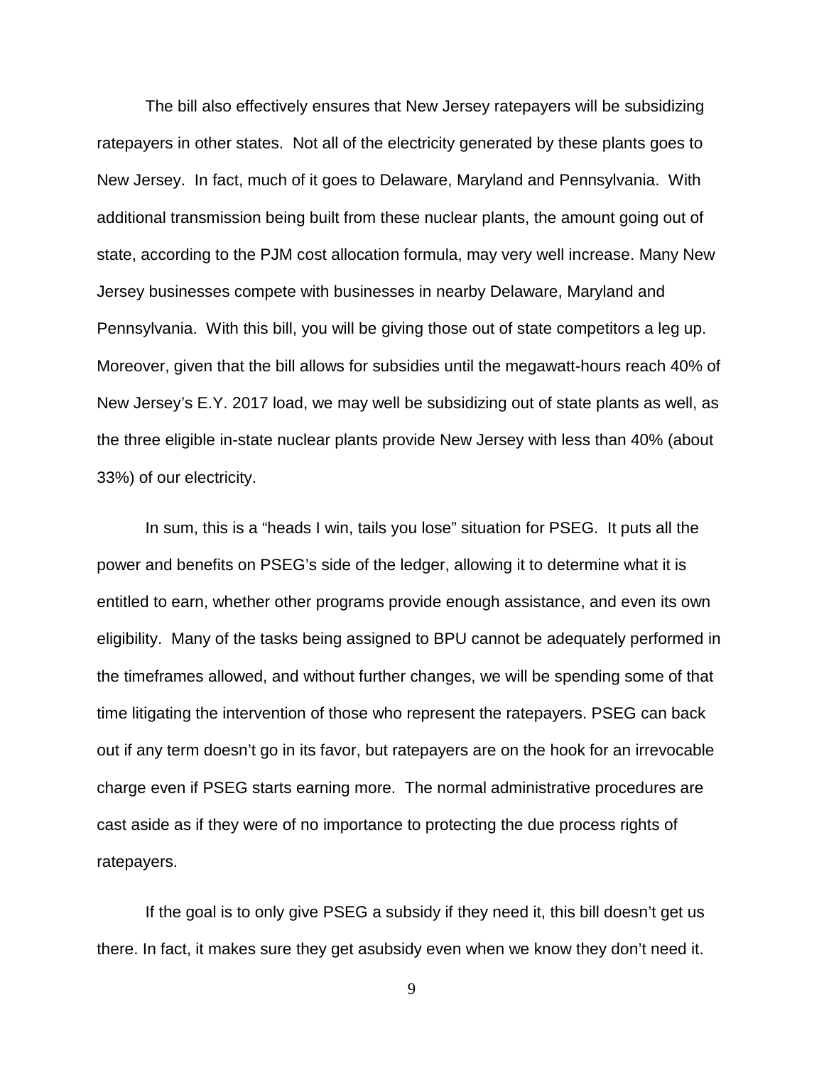The bill also effectively ensures that New Jersey ratepayers will be subsidizing ratepayers in other states. Not all of the electricity generated by these plants goes to New Jersey. In fact, much of it goes to Delaware, Maryland and Pennsylvania. With additional transmission being built from these nuclear plants, the amount going out of state, according to the PJM cost allocation formula, may very well increase. Many New Jersey businesses compete with businesses in nearby Delaware, Maryland and Pennsylvania. With this bill, you will be giving those out of state competitors a leg up. Moreover, given that the bill allows for subsidies until the megawatt-hours reach 40% of New Jersey's E.Y. 2017 load, we may well be subsidizing out of state plants as well, as the three eligible in-state nuclear plants provide New Jersey with less than 40% (about 33%) of our electricity.

In sum, this is a "heads I win, tails you lose" situation for PSEG. It puts all the power and benefits on PSEG's side of the ledger, allowing it to determine what it is entitled to earn, whether other programs provide enough assistance, and even its own eligibility. Many of the tasks being assigned to BPU cannot be adequately performed in the timeframes allowed, and without further changes, we will be spending some of that time litigating the intervention of those who represent the ratepayers. PSEG can back out if any term doesn't go in its favor, but ratepayers are on the hook for an irrevocable charge even if PSEG starts earning more. The normal administrative procedures are cast aside as if they were of no importance to protecting the due process rights of ratepayers.

If the goal is to only give PSEG a subsidy if they need it, this bill doesn't get us there. In fact, it makes sure they get asubsidy even when we know they don't need it.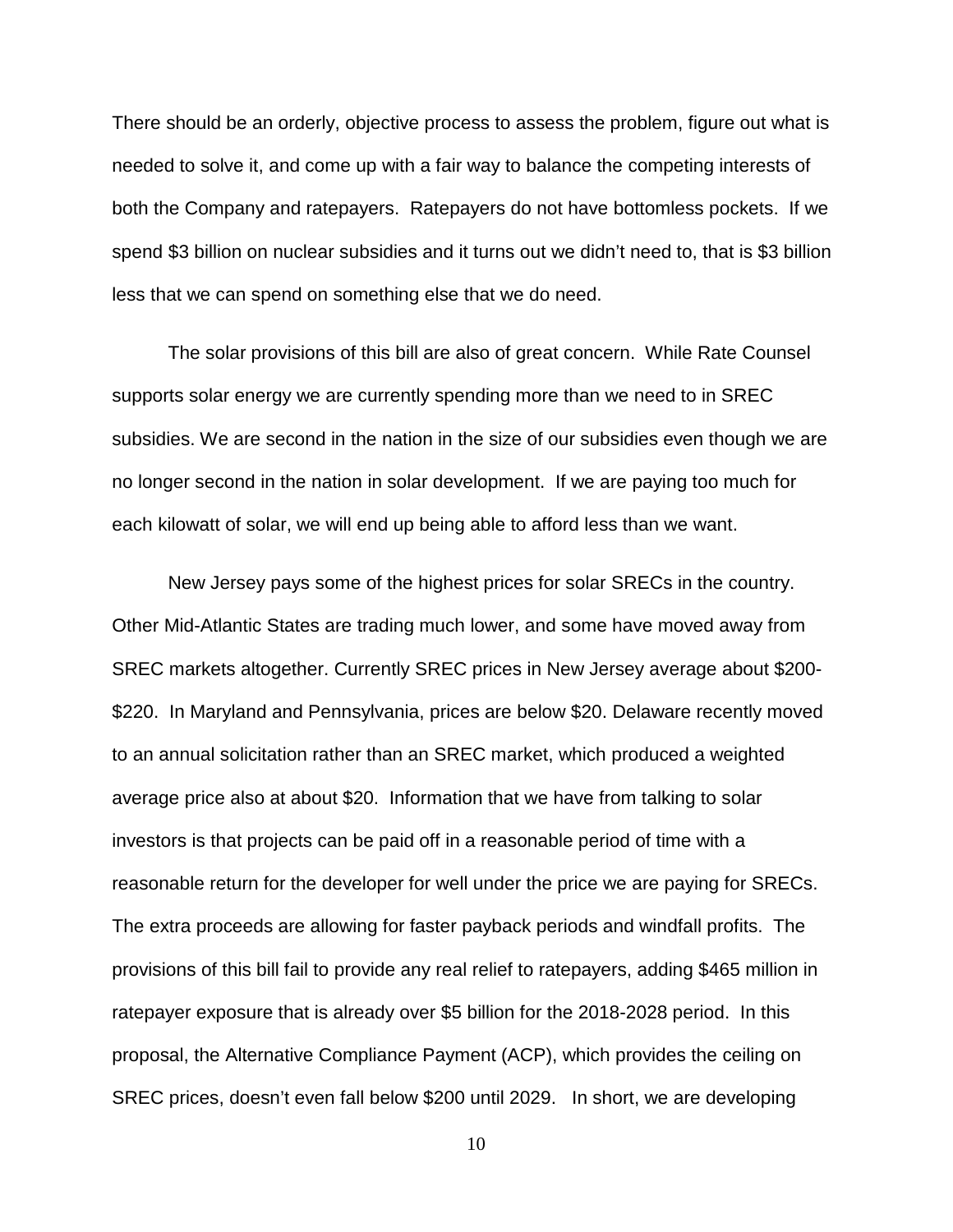There should be an orderly, objective process to assess the problem, figure out what is needed to solve it, and come up with a fair way to balance the competing interests of both the Company and ratepayers. Ratepayers do not have bottomless pockets. If we spend $3 billion on nuclear subsidies and it turns out we didn't need to, that is $3 billion less that we can spend on something else that we do need.

The solar provisions of this bill are also of great concern. While Rate Counsel supports solar energy we are currently spending more than we need to in SREC subsidies. We are second in the nation in the size of our subsidies even though we are no longer second in the nation in solar development. If we are paying too much for each kilowatt of solar, we will end up being able to afford less than we want.

New Jersey pays some of the highest prices for solar SRECs in the country. Other Mid-Atlantic States are trading much lower, and some have moved away from SREC markets altogether. Currently SREC prices in New Jersey average about $200-$220. In Maryland and Pennsylvania, prices are below $20. Delaware recently moved to an annual solicitation rather than an SREC market, which produced a weighted average price also at about $20. Information that we have from talking to solar investors is that projects can be paid off in a reasonable period of time with a reasonable return for the developer for well under the price we are paying for SRECs. The extra proceeds are allowing for faster payback periods and windfall profits. The provisions of this bill fail to provide any real relief to ratepayers, adding $465 million in ratepayer exposure that is already over $5 billion for the 2018-2028 period. In this proposal, the Alternative Compliance Payment (ACP), which provides the ceiling on SREC prices, doesn't even fall below $200 until 2029. In short, we are developing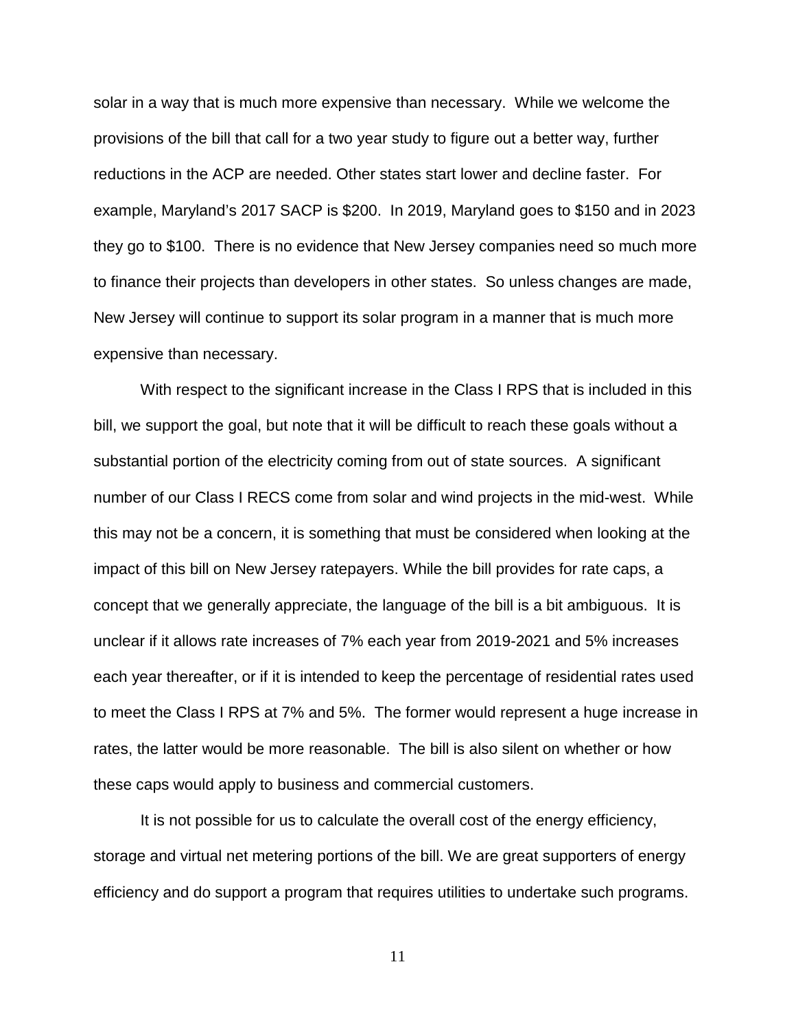solar in a way that is much more expensive than necessary. While we welcome the provisions of the bill that call for a two year study to figure out a better way, further reductions in the ACP are needed. Other states start lower and decline faster. For example, Maryland's 2017 SACP is $200. In 2019, Maryland goes to $150 and in 2023 they go to $100. There is no evidence that New Jersey companies need so much more to finance their projects than developers in other states. So unless changes are made, New Jersey will continue to support its solar program in a manner that is much more expensive than necessary.

With respect to the significant increase in the Class I RPS that is included in this bill, we support the goal, but note that it will be difficult to reach these goals without a substantial portion of the electricity coming from out of state sources. A significant number of our Class I RECS come from solar and wind projects in the mid-west. While this may not be a concern, it is something that must be considered when looking at the impact of this bill on New Jersey ratepayers. While the bill provides for rate caps, a concept that we generally appreciate, the language of the bill is a bit ambiguous. It is unclear if it allows rate increases of 7% each year from 2019-2021 and 5% increases each year thereafter, or if it is intended to keep the percentage of residential rates used to meet the Class I RPS at 7% and 5%. The former would represent a huge increase in rates, the latter would be more reasonable. The bill is also silent on whether or how these caps would apply to business and commercial customers.

It is not possible for us to calculate the overall cost of the energy efficiency, storage and virtual net metering portions of the bill. We are great supporters of energy efficiency and do support a program that requires utilities to undertake such programs.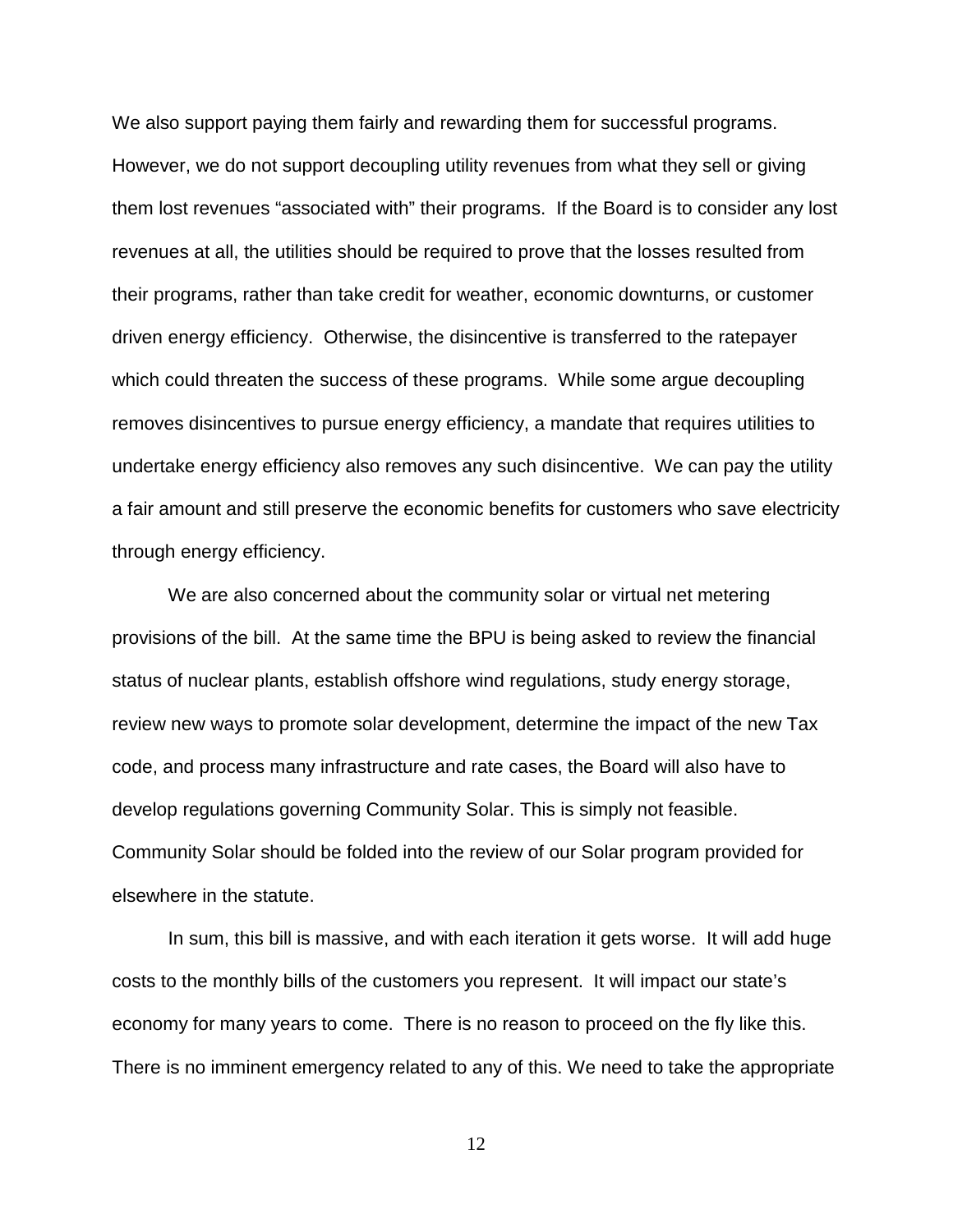We also support paying them fairly and rewarding them for successful programs. However, we do not support decoupling utility revenues from what they sell or giving them lost revenues "associated with" their programs. If the Board is to consider any lost revenues at all, the utilities should be required to prove that the losses resulted from their programs, rather than take credit for weather, economic downturns, or customer driven energy efficiency. Otherwise, the disincentive is transferred to the ratepayer which could threaten the success of these programs. While some argue decoupling removes disincentives to pursue energy efficiency, a mandate that requires utilities to undertake energy efficiency also removes any such disincentive. We can pay the utility a fair amount and still preserve the economic benefits for customers who save electricity through energy efficiency.

We are also concerned about the community solar or virtual net metering provisions of the bill. At the same time the BPU is being asked to review the financial status of nuclear plants, establish offshore wind regulations, study energy storage, review new ways to promote solar development, determine the impact of the new Tax code, and process many infrastructure and rate cases, the Board will also have to develop regulations governing Community Solar. This is simply not feasible. Community Solar should be folded into the review of our Solar program provided for elsewhere in the statute.

In sum, this bill is massive, and with each iteration it gets worse. It will add huge costs to the monthly bills of the customers you represent. It will impact our state's economy for many years to come. There is no reason to proceed on the fly like this. There is no imminent emergency related to any of this. We need to take the appropriate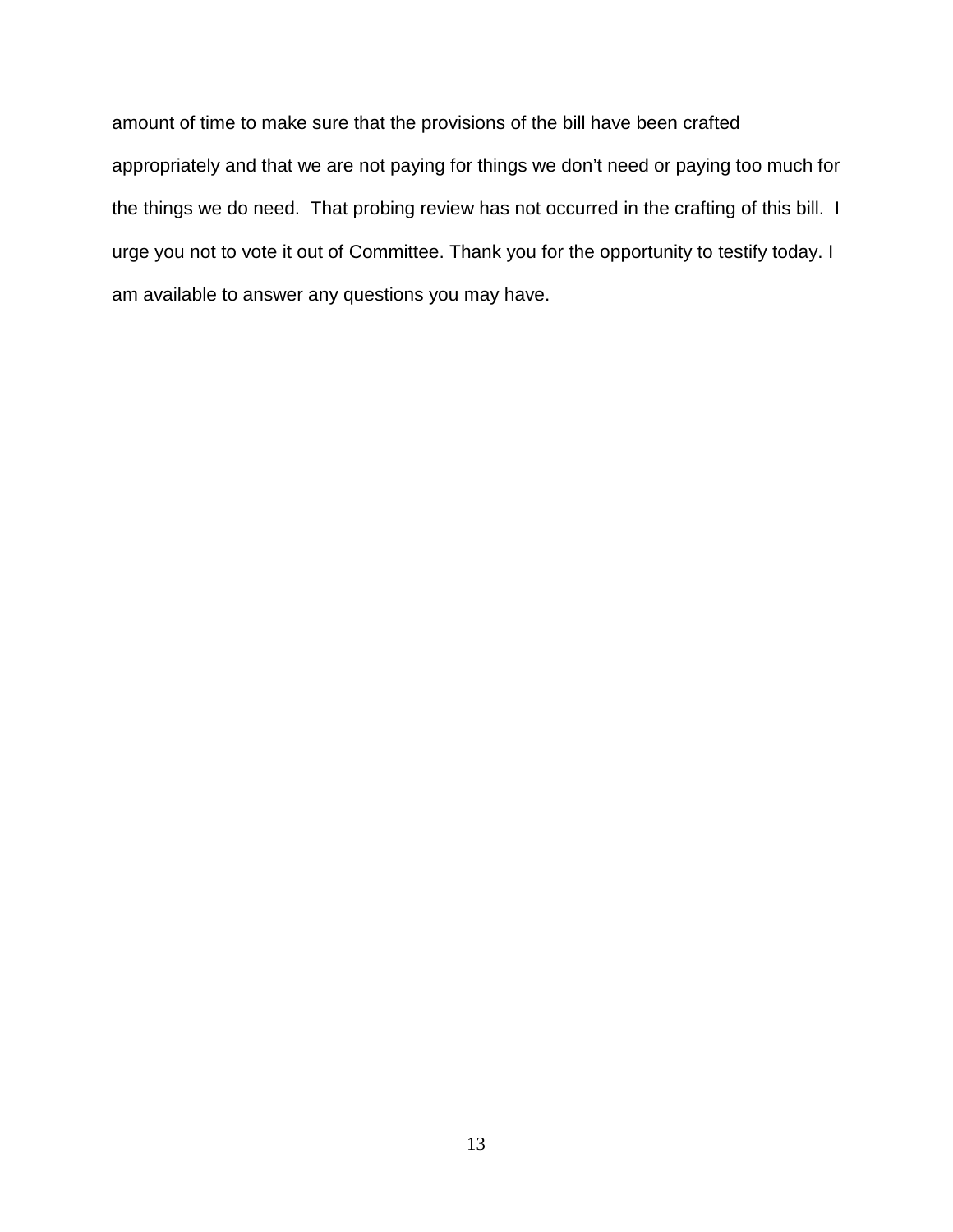amount of time to make sure that the provisions of the bill have been crafted appropriately and that we are not paying for things we don't need or paying too much for the things we do need. That probing review has not occurred in the crafting of this bill. I urge you not to vote it out of Committee. Thank you for the opportunity to testify today. I am available to answer any questions you may have.